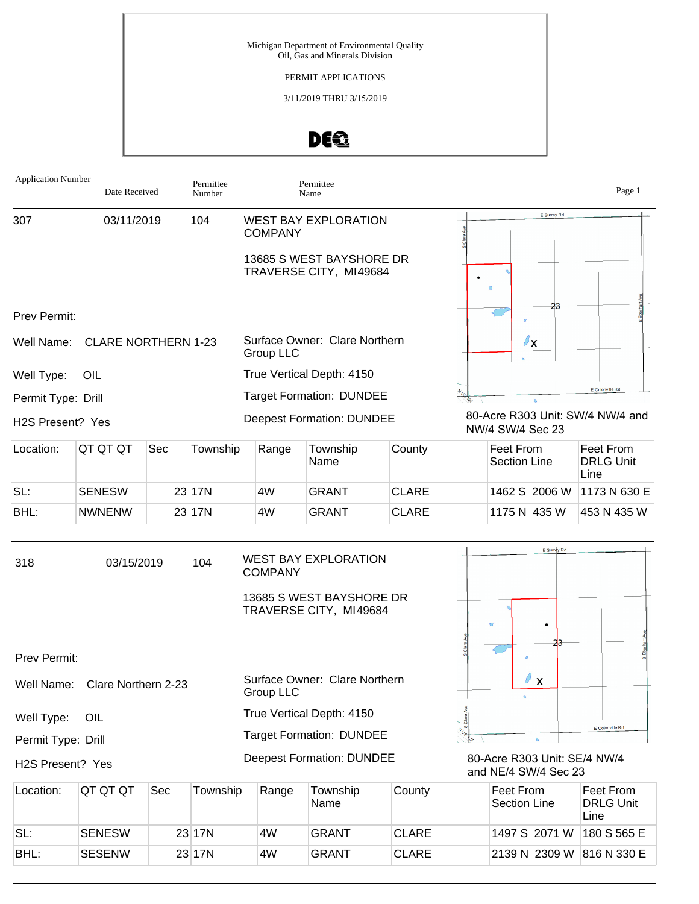Michigan Department of Environmental Quality
Oil, Gas and Minerals Division

PERMIT APPLICATIONS

3/11/2019 THRU 3/15/2019

| Application Number | Date Received | Permittee Number | Permittee Name |
|---|---|---|---|

---

**307** | 03/11/2019 | 104 | WEST BAY EXPLORATION COMPANY

13685 S WEST BAYSHORE DR
TRAVERSE CITY, MI49684

Prev Permit:

Well Name: CLARE NORTHERN 1-23

Surface Owner: Clare Northern Group LLC

Well Type: OIL

True Vertical Depth: 4150

Permit Type: Drill

Target Formation: DUNDEE

H2S Present? Yes

Deepest Formation: DUNDEE

80-Acre R303 Unit: SW/4 NW/4 and NW/4 SW/4 Sec 23

| Location: | QT QT QT | Sec | Township | Range | Township Name | County | Feet From Section Line | Feet From DRLG Unit Line |
|---|---|---|---|---|---|---|---|---|
| SL: | SENESW | 23 | 17N | 4W | GRANT | CLARE | 1462 S 2006 W | 1173 N 630 E |
| BHL: | NWNENW | 23 | 17N | 4W | GRANT | CLARE | 1175 N 435 W | 453 N 435 W |

---

**318** | 03/15/2019 | 104 | WEST BAY EXPLORATION COMPANY

13685 S WEST BAYSHORE DR
TRAVERSE CITY, MI49684

Prev Permit:

Well Name: Clare Northern 2-23

Surface Owner: Clare Northern Group LLC

Well Type: OIL

True Vertical Depth: 4150

Permit Type: Drill

Target Formation: DUNDEE

H2S Present? Yes

Deepest Formation: DUNDEE

80-Acre R303 Unit: SE/4 NW/4 and NE/4 SW/4 Sec 23

| Location: | QT QT QT | Sec | Township | Range | Township Name | County | Feet From Section Line | Feet From DRLG Unit Line |
|---|---|---|---|---|---|---|---|---|
| SL: | SENESW | 23 | 17N | 4W | GRANT | CLARE | 1497 S 2071 W | 180 S 565 E |
| BHL: | SESENW | 23 | 17N | 4W | GRANT | CLARE | 2139 N 2309 W | 816 N 330 E |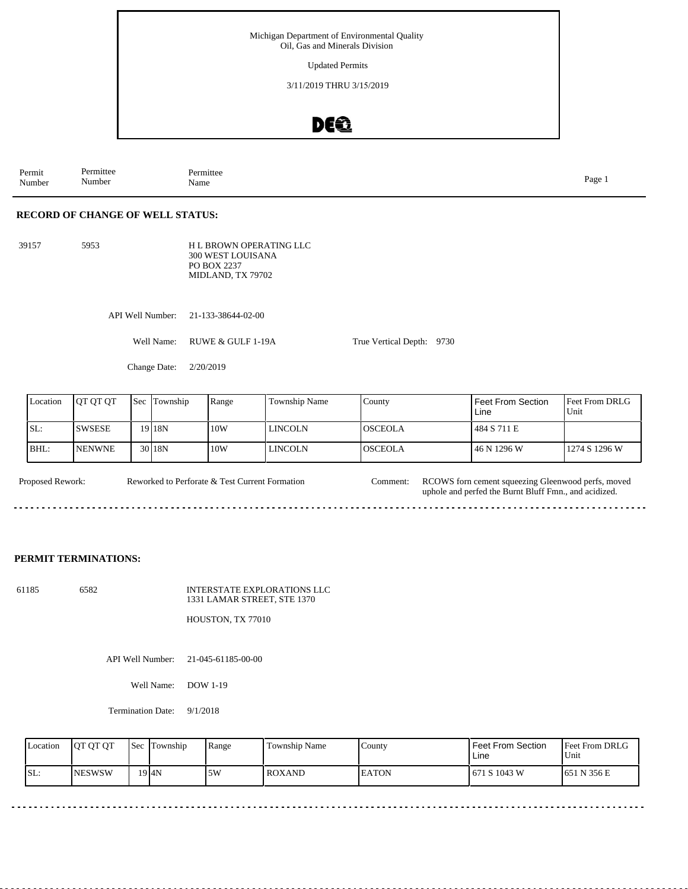Michigan Department of Environmental Quality
Oil, Gas and Minerals Division

Updated Permits

3/11/2019 THRU 3/15/2019

| Permit Number | Permittee Number | Permittee Name |
|---|---|---|

## RECORD OF CHANGE OF WELL STATUS:

39157 5953 H L BROWN OPERATING LLC
300 WEST LOUISANA
PO BOX 2237
MIDLAND, TX 79702

API Well Number: 21-133-38644-02-00

Well Name: RUWE & GULF 1-19A

True Vertical Depth: 9730

Change Date: 2/20/2019

| Location | QT QT QT | Sec | Township | Range | Township Name | County | Feet From Section Line | Feet From DRLG Unit |
|---|---|---|---|---|---|---|---|---|
| SL: | SWSESE | 19 | 18N | 10W | LINCOLN | OSCEOLA | 484 S 711 E | |
| BHL: | NENWNE | 30 | 18N | 10W | LINCOLN | OSCEOLA | 46 N 1296 W | 1274 S 1296 W |

Proposed Rework: Reworked to Perforate & Test Current Formation

Comment: RCOWS forn cement squeezing Gleenwood perfs, moved uphole and perfed the Burnt Bluff Fmn., and acidized.

## PERMIT TERMINATIONS:

61185 6582 INTERSTATE EXPLORATIONS LLC
1331 LAMAR STREET, STE 1370

HOUSTON, TX 77010

API Well Number: 21-045-61185-00-00

Well Name: DOW 1-19

Termination Date: 9/1/2018

| Location | QT QT QT | Sec | Township | Range | Township Name | County | Feet From Section Line | Feet From DRLG Unit |
|---|---|---|---|---|---|---|---|---|
| SL: | NESWSW | 19 | 4N | 5W | ROXAND | EATON | 671 S 1043 W | 651 N 356 E |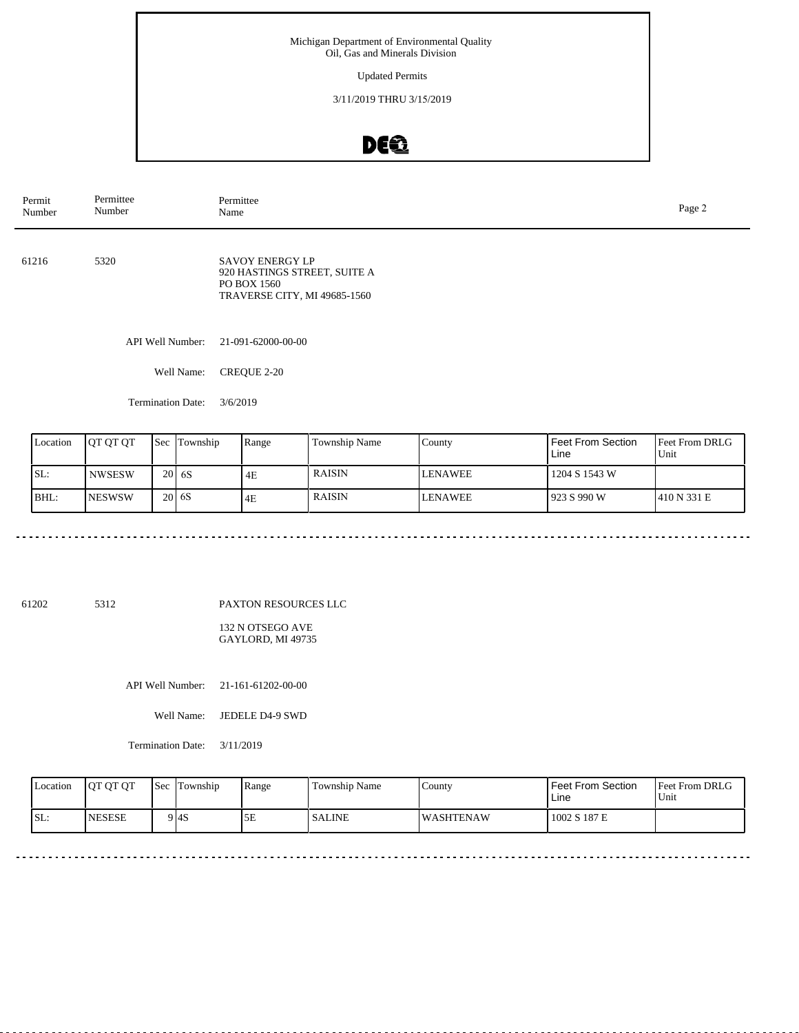Michigan Department of Environmental Quality
Oil, Gas and Minerals Division

Updated Permits

3/11/2019 THRU 3/15/2019

| Permit Number | Permittee Number | Permittee Name |
|---|---|---|

61216 | 5320 | SAVOY ENERGY LP
920 HASTINGS STREET, SUITE A
PO BOX 1560
TRAVERSE CITY, MI 49685-1560

API Well Number: 21-091-62000-00-00

Well Name: CREQUE 2-20

Termination Date: 3/6/2019

| Location | QT QT QT | Sec | Township | Range | Township Name | County | Feet From Section Line | Feet From DRLG Unit |
|---|---|---|---|---|---|---|---|---|
| SL: | NWSESW | 20 | 6S | 4E | RAISIN | LENAWEE | 1204 S 1543 W | |
| BHL: | NESWSW | 20 | 6S | 4E | RAISIN | LENAWEE | 923 S 990 W | 410 N 331 E |

---

61202 | 5312 | PAXTON RESOURCES LLC
132 N OTSEGO AVE
GAYLORD, MI 49735

API Well Number: 21-161-61202-00-00

Well Name: JEDELE D4-9 SWD

Termination Date: 3/11/2019

| Location | QT QT QT | Sec | Township | Range | Township Name | County | Feet From Section Line | Feet From DRLG Unit |
|---|---|---|---|---|---|---|---|---|
| SL: | NESESE | 9 | 4S | 5E | SALINE | WASHTENAW | 1002 S 187 E | |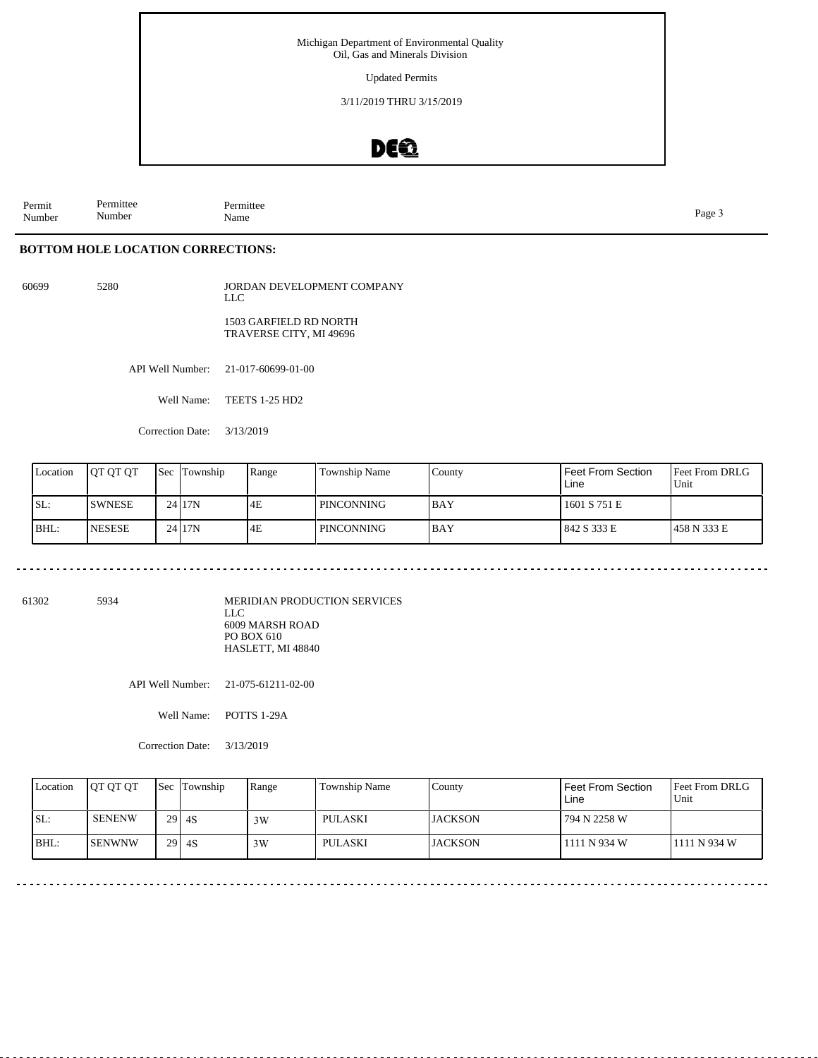Michigan Department of Environmental Quality
Oil, Gas and Minerals Division

Updated Permits

3/11/2019 THRU 3/15/2019

| Permit Number | Permittee Number | Permittee Name |
|---|---|---|

## BOTTOM HOLE LOCATION CORRECTIONS:

60699 5280 JORDAN DEVELOPMENT COMPANY LLC

1503 GARFIELD RD NORTH
TRAVERSE CITY, MI 49696

API Well Number: 21-017-60699-01-00

Well Name: TEETS 1-25 HD2

Correction Date: 3/13/2019

| Location | QT QT QT | Sec | Township | Range | Township Name | County | Feet From Section Line | Feet From DRLG Unit |
|---|---|---|---|---|---|---|---|---|
| SL: | SWNESE | 24 | 17N | 4E | PINCONNING | BAY | 1601 S 751 E | |
| BHL: | NESESE | 24 | 17N | 4E | PINCONNING | BAY | 842 S 333 E | 458 N 333 E |

---

61302 5934 MERIDIAN PRODUCTION SERVICES LLC

6009 MARSH ROAD
PO BOX 610
HASLETT, MI 48840

API Well Number: 21-075-61211-02-00

Well Name: POTTS 1-29A

Correction Date: 3/13/2019

| Location | QT QT QT | Sec | Township | Range | Township Name | County | Feet From Section Line | Feet From DRLG Unit |
|---|---|---|---|---|---|---|---|---|
| SL: | SENENW | 29 | 4S | 3W | PULASKI | JACKSON | 794 N 2258 W | |
| BHL: | SENWNW | 29 | 4S | 3W | PULASKI | JACKSON | 1111 N 934 W | 1111 N 934 W |